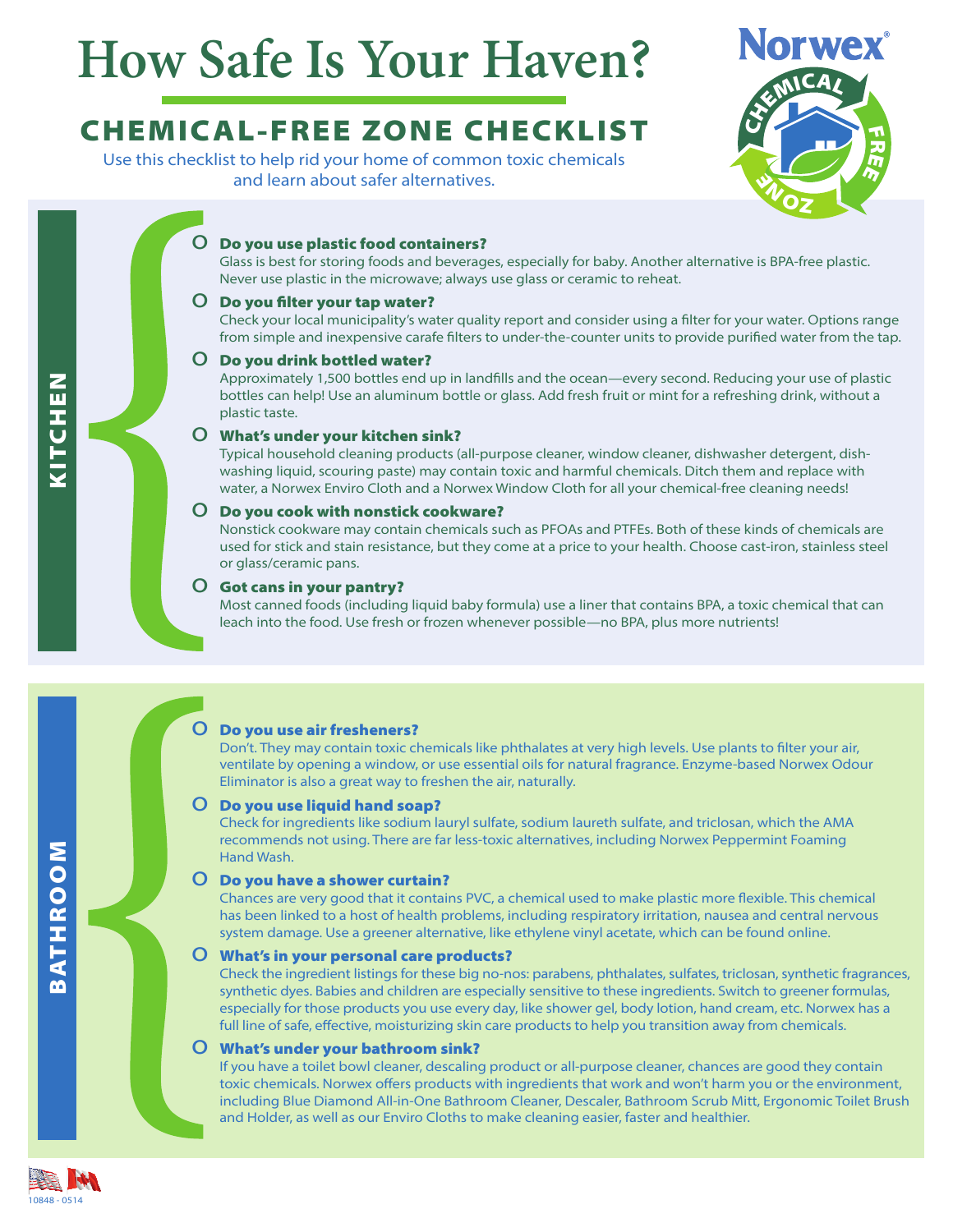# How Safe Is Your Haven?

## CHEMICAL-FREE ZONE CHECKLIST

Use this checklist to help rid your home of common toxic chemicals and learn about safer alternatives.

### KITCHEN

- **Do you use plastic food containers?**
  Glass is best for storing foods and beverages, especially for baby. Another alternative is BPA-free plastic. Never use plastic in the microwave; always use glass or ceramic to reheat.

- **Do you filter your tap water?**
  Check your local municipality's water quality report and consider using a filter for your water. Options range from simple and inexpensive carafe filters to under-the-counter units to provide purified water from the tap.

- **Do you drink bottled water?**
  Approximately 1,500 bottles end up in landfills and the ocean—every second. Reducing your use of plastic bottles can help! Use an aluminum bottle or glass. Add fresh fruit or mint for a refreshing drink, without a plastic taste.

- **What's under your kitchen sink?**
  Typical household cleaning products (all-purpose cleaner, window cleaner, dishwasher detergent, dish-washing liquid, scouring paste) may contain toxic and harmful chemicals. Ditch them and replace with water, a Norwex Enviro Cloth and a Norwex Window Cloth for all your chemical-free cleaning needs!

- **Do you cook with nonstick cookware?**
  Nonstick cookware may contain chemicals such as PFOAs and PTFEs. Both of these kinds of chemicals are used for stick and stain resistance, but they come at a price to your health. Choose cast-iron, stainless steel or glass/ceramic pans.

- **Got cans in your pantry?**
  Most canned foods (including liquid baby formula) use a liner that contains BPA, a toxic chemical that can leach into the food. Use fresh or frozen whenever possible—no BPA, plus more nutrients!

### BATHROOM

- **Do you use air fresheners?**
  Don't. They may contain toxic chemicals like phthalates at very high levels. Use plants to filter your air, ventilate by opening a window, or use essential oils for natural fragrance. Enzyme-based Norwex Odour Eliminator is also a great way to freshen the air, naturally.

- **Do you use liquid hand soap?**
  Check for ingredients like sodium lauryl sulfate, sodium laureth sulfate, and triclosan, which the AMA recommends not using. There are far less-toxic alternatives, including Norwex Peppermint Foaming Hand Wash.

- **Do you have a shower curtain?**
  Chances are very good that it contains PVC, a chemical used to make plastic more flexible. This chemical has been linked to a host of health problems, including respiratory irritation, nausea and central nervous system damage. Use a greener alternative, like ethylene vinyl acetate, which can be found online.

- **What's in your personal care products?**
  Check the ingredient listings for these big no-nos: parabens, phthalates, sulfates, triclosan, synthetic fragrances, synthetic dyes. Babies and children are especially sensitive to these ingredients. Switch to greener formulas, especially for those products you use every day, like shower gel, body lotion, hand cream, etc. Norwex has a full line of safe, effective, moisturizing skin care products to help you transition away from chemicals.

- **What's under your bathroom sink?**
  If you have a toilet bowl cleaner, descaling product or all-purpose cleaner, chances are good they contain toxic chemicals. Norwex offers products with ingredients that work and won't harm you or the environment, including Blue Diamond All-in-One Bathroom Cleaner, Descaler, Bathroom Scrub Mitt, Ergonomic Toilet Brush and Holder, as well as our Enviro Cloths to make cleaning easier, faster and healthier.

10848 - 0514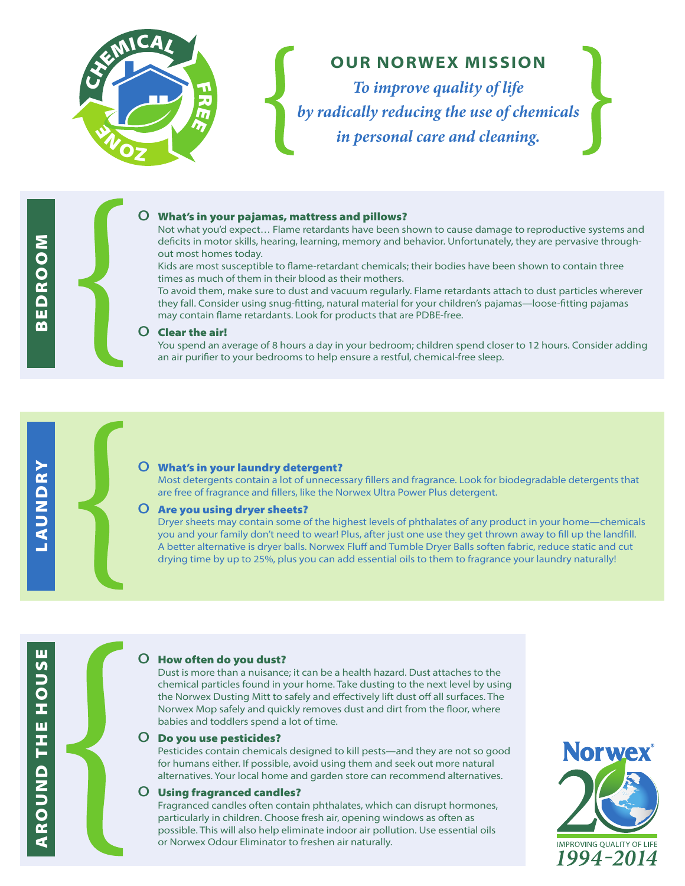## OUR NORWEX MISSION

*To improve quality of life by radically reducing the use of chemicals in personal care and cleaning.*

## BEDROOM

- **What's in your pajamas, mattress and pillows?**
  Not what you'd expect… Flame retardants have been shown to cause damage to reproductive systems and deficits in motor skills, hearing, learning, memory and behavior. Unfortunately, they are pervasive throughout most homes today.
  Kids are most susceptible to flame-retardant chemicals; their bodies have been shown to contain three times as much of them in their blood as their mothers.
  To avoid them, make sure to dust and vacuum regularly. Flame retardants attach to dust particles wherever they fall. Consider using snug-fitting, natural material for your children's pajamas—loose-fitting pajamas may contain flame retardants. Look for products that are PDBE-free.
- **Clear the air!**
  You spend an average of 8 hours a day in your bedroom; children spend closer to 12 hours. Consider adding an air purifier to your bedrooms to help ensure a restful, chemical-free sleep.

## LAUNDRY

- **What's in your laundry detergent?**
  Most detergents contain a lot of unnecessary fillers and fragrance. Look for biodegradable detergents that are free of fragrance and fillers, like the Norwex Ultra Power Plus detergent.
- **Are you using dryer sheets?**
  Dryer sheets may contain some of the highest levels of phthalates of any product in your home—chemicals you and your family don't need to wear! Plus, after just one use they get thrown away to fill up the landfill. A better alternative is dryer balls. Norwex Fluff and Tumble Dryer Balls soften fabric, reduce static and cut drying time by up to 25%, plus you can add essential oils to them to fragrance your laundry naturally!

## AROUND THE HOUSE

- **How often do you dust?**
  Dust is more than a nuisance; it can be a health hazard. Dust attaches to the chemical particles found in your home. Take dusting to the next level by using the Norwex Dusting Mitt to safely and effectively lift dust off all surfaces. The Norwex Mop safely and quickly removes dust and dirt from the floor, where babies and toddlers spend a lot of time.
- **Do you use pesticides?**
  Pesticides contain chemicals designed to kill pests—and they are not so good for humans either. If possible, avoid using them and seek out more natural alternatives. Your local home and garden store can recommend alternatives.
- **Using fragranced candles?**
  Fragranced candles often contain phthalates, which can disrupt hormones, particularly in children. Choose fresh air, opening windows as often as possible. This will also help eliminate indoor air pollution. Use essential oils or Norwex Odour Eliminator to freshen air naturally.

Norwex® 20
IMPROVING QUALITY OF LIFE
1994-2014